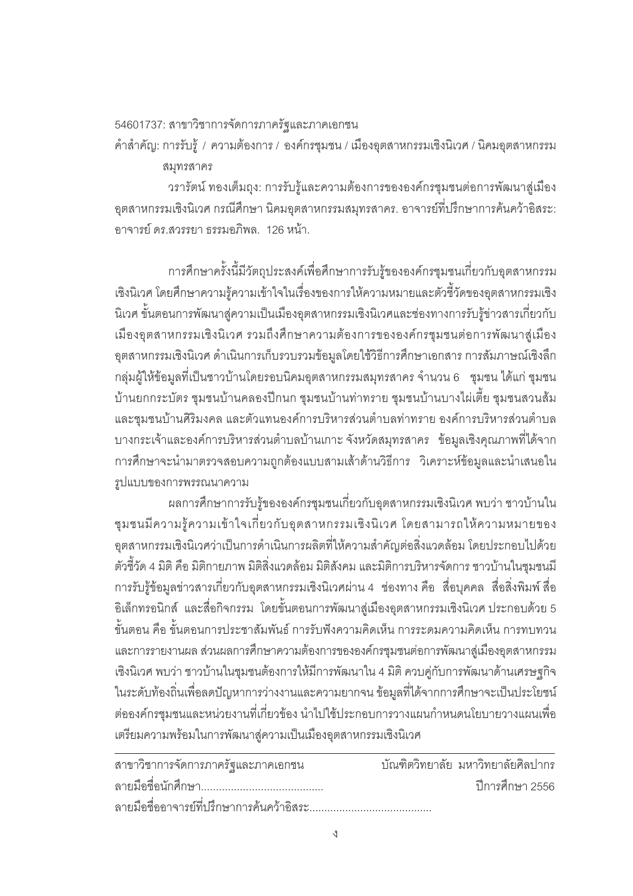54601737: สาขาวิชาการจัดการภาครัฐและภาคเอกชน

คำสำคัญ: การรับรู้ / ความต้องการ / องค์กรชุมชน / เมืองอุตสาหกรรมเชิงนิเวศ / นิคมอุตสาหกรรมสมุทรสาคร

วรารัตน์ ทองเต็มถุง: การรับรู้และความต้องการขององค์กรชุมชนต่อการพัฒนาสู่เมืองอุตสาหกรรมเชิงนิเวศ กรณีศึกษา นิคมอุตสาหกรรมสมุทรสาคร. อาจารย์ที่ปรึกษาการค้นคว้าอิสระ: อาจารย์ ดร.สวรรยา ธรรมอภิพล. 126 หน้า.

การศึกษาครั้งนี้มีวัตถุประสงค์เพื่อศึกษาการรับรู้ขององค์กรชุมชนเกี่ยวกับอุตสาหกรรมเชิงนิเวศ โดยศึกษาความรู้ความเข้าใจในเรื่องของการให้ความหมายและตัวชี้วัดของอุตสาหกรรมเชิงนิเวศ ขั้นตอนการพัฒนาสู่ความเป็นเมืองอุตสาหกรรมเชิงนิเวศและช่องทางการรับรู้ข่าวสารเกี่ยวกับเมืองอุตสาหกรรมเชิงนิเวศ รวมถึงศึกษาความต้องการขององค์กรชุมชนต่อการพัฒนาสู่เมืองอุตสาหกรรมเชิงนิเวศ ดำเนินการเก็บรวบรวมข้อมูลโดยใช้วิธีการศึกษาเอกสาร การสัมภาษณ์เชิงลึก กลุ่มผู้ให้ข้อมูลที่เป็นชาวบ้านโดยรอบนิคมอุตสาหกรรมสมุทรสาคร จำนวน 6 ชุมชน ได้แก่ ชุมชนบ้านยกกระบัตร ชุมชนบ้านคลองปีกนก ชุมชนบ้านท่าทราย ชุมชนบ้านบางไผ่เตี้ย ชุมชนสวนส้ม และชุมชนบ้านศิริมงคล และตัวแทนองค์การบริหารส่วนตำบลท่าทราย องค์การบริหารส่วนตำบลบางกระเจ้าและองค์การบริหารส่วนตำบลบ้านเกาะ จังหวัดสมุทรสาคร ข้อมูลเชิงคุณภาพที่ได้จากการศึกษาจะนำมาตรวจสอบความถูกต้องแบบสามเส้าด้านวิธีการ วิเคราะห์ข้อมูลและนำเสนอในรูปแบบของการพรรณนาความ

ผลการศึกษาการรับรู้ขององค์กรชุมชนเกี่ยวกับอุตสาหกรรมเชิงนิเวศ พบว่า ชาวบ้านในชุมชนมีความรู้ความเข้าใจเกี่ยวกับอุตสาหกรรมเชิงนิเวศ โดยสามารถให้ความหมายของอุตสาหกรรมเชิงนิเวศว่าเป็นการดำเนินการผลิตที่ให้ความสำคัญต่อสิ่งแวดล้อม โดยประกอบไปด้วยตัวชี้วัด 4 มิติ คือ มิติกายภาพ มิติสิ่งแวดล้อม มิติสังคม และมิติการบริหารจัดการ ชาวบ้านในชุมชนมีการรับรู้ข้อมูลข่าวสารเกี่ยวกับอุตสาหกรรมเชิงนิเวศผ่าน 4 ช่องทาง คือ สื่อบุคคล สื่อสิ่งพิมพ์ สื่ออิเล็กทรอนิกส์ และสื่อกิจกรรม โดยขั้นตอนการพัฒนาสู่เมืองอุตสาหกรรมเชิงนิเวศ ประกอบด้วย 5 ขั้นตอน คือ ขั้นตอนการประชาสัมพันธ์ การรับฟังความคิดเห็น การระดมความคิดเห็น การทบทวน และการรายงานผล ส่วนผลการศึกษาความต้องการขององค์กรชุมชนต่อการพัฒนาสู่เมืองอุตสาหกรรมเชิงนิเวศ พบว่า ชาวบ้านในชุมชนต้องการให้มีการพัฒนาใน 4 มิติ ควบคู่กับการพัฒนาด้านเศรษฐกิจในระดับท้องถิ่นเพื่อลดปัญหาการว่างงานและความยากจน ข้อมูลที่ได้จากการศึกษาจะเป็นประโยชน์ต่อองค์กรชุมชนและหน่วยงานที่เกี่ยวข้อง นำไปใช้ประกอบการวางแผนกำหนดนโยบายวางแผนเพื่อเตรียมความพร้อมในการพัฒนาสู่ความเป็นเมืองอุตสาหกรรมเชิงนิเวศ

---

สาขาวิชาการจัดการภาครัฐและภาคเอกชน บัณฑิตวิทยาลัย มหาวิทยาลัยศิลปากร

ลายมือชื่อนักศึกษา........................................ ปีการศึกษา 2556

ลายมือชื่ออาจารย์ที่ปรึกษาการค้นคว้าอิสระ........................................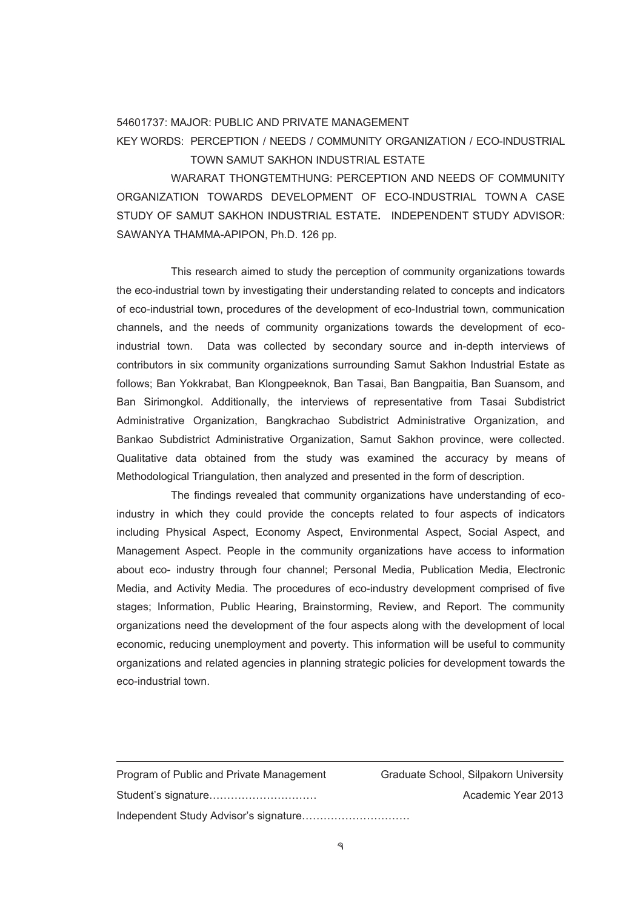54601737: MAJOR: PUBLIC AND PRIVATE MANAGEMENT

KEY WORDS: PERCEPTION / NEEDS / COMMUNITY ORGANIZATION / ECO-INDUSTRIAL TOWN SAMUT SAKHON INDUSTRIAL ESTATE

WARARAT THONGTEMTHUNG: PERCEPTION AND NEEDS OF COMMUNITY ORGANIZATION TOWARDS DEVELOPMENT OF ECO-INDUSTRIAL TOWN A CASE STUDY OF SAMUT SAKHON INDUSTRIAL ESTATE. INDEPENDENT STUDY ADVISOR: SAWANYA THAMMA-APIPON, Ph.D. 126 pp.

This research aimed to study the perception of community organizations towards the eco-industrial town by investigating their understanding related to concepts and indicators of eco-industrial town, procedures of the development of eco-Industrial town, communication channels, and the needs of community organizations towards the development of eco-industrial town. Data was collected by secondary source and in-depth interviews of contributors in six community organizations surrounding Samut Sakhon Industrial Estate as follows; Ban Yokkrabat, Ban Klongpeeknok, Ban Tasai, Ban Bangpaitia, Ban Suansom, and Ban Sirimongkol. Additionally, the interviews of representative from Tasai Subdistrict Administrative Organization, Bangkrachao Subdistrict Administrative Organization, and Bankao Subdistrict Administrative Organization, Samut Sakhon province, were collected. Qualitative data obtained from the study was examined the accuracy by means of Methodological Triangulation, then analyzed and presented in the form of description.

The findings revealed that community organizations have understanding of eco-industry in which they could provide the concepts related to four aspects of indicators including Physical Aspect, Economy Aspect, Environmental Aspect, Social Aspect, and Management Aspect. People in the community organizations have access to information about eco- industry through four channel; Personal Media, Publication Media, Electronic Media, and Activity Media. The procedures of eco-industry development comprised of five stages; Information, Public Hearing, Brainstorming, Review, and Report. The community organizations need the development of the four aspects along with the development of local economic, reducing unemployment and poverty. This information will be useful to community organizations and related agencies in planning strategic policies for development towards the eco-industrial town.

---

Program of Public and Private Management — Graduate School, Silpakorn University

Student's signature………………………… — Academic Year 2013

Independent Study Advisor's signature…………………………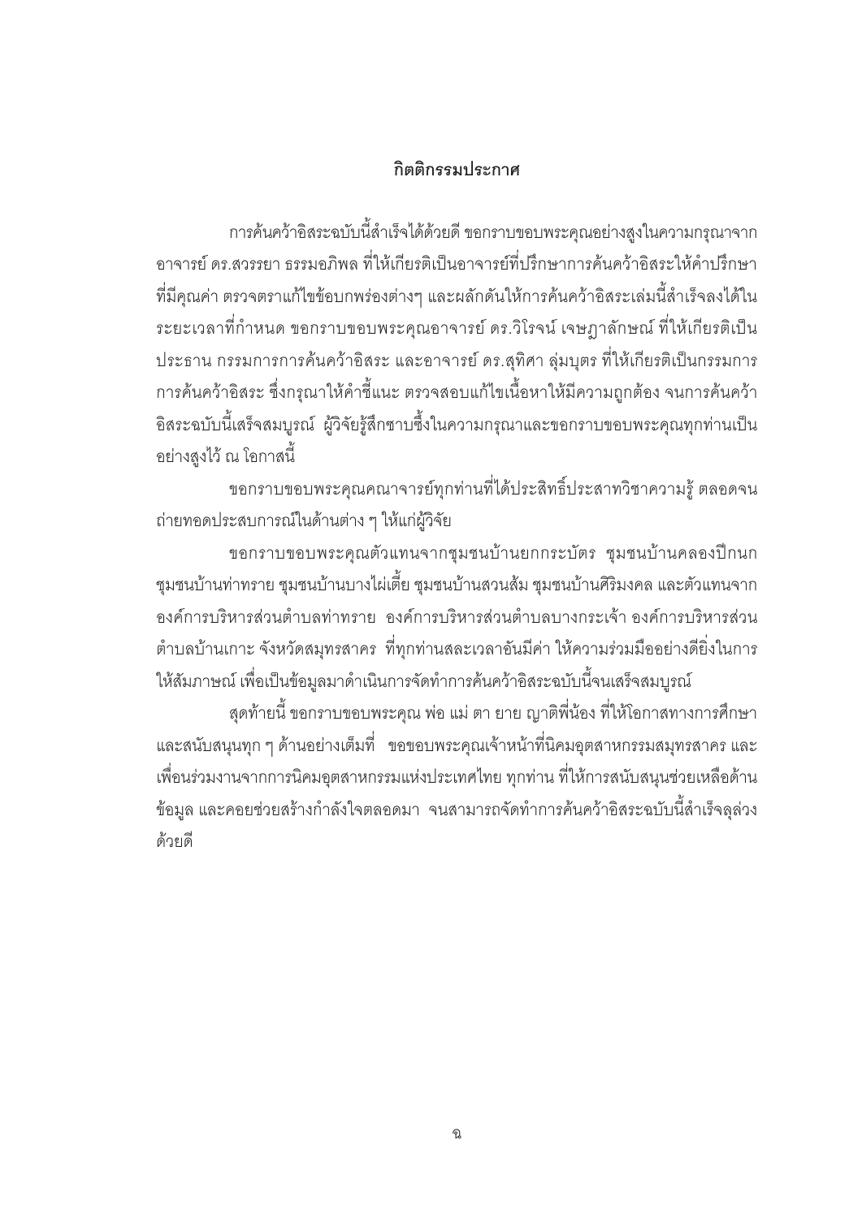# กิตติกรรมประกาศ

การค้นคว้าอิสระฉบับนี้สำเร็จได้ด้วยดี ขอกราบขอบพระคุณอย่างสูงในความกรุณาจาก อาจารย์ ดร.สวรรยา ธรรมอภิพล ที่ให้เกียรติเป็นอาจารย์ที่ปรึกษาการค้นคว้าอิสระให้คำปรึกษาที่มีคุณค่า ตรวจตราแก้ไขข้อบกพร่องต่างๆ และผลักดันให้การค้นคว้าอิสระเล่มนี้สำเร็จลงได้ในระยะเวลาที่กำหนด ขอกราบขอบพระคุณอาจารย์ ดร.วิโรจน์ เจษฎาลักษณ์ ที่ให้เกียรติเป็นประธาน กรรมการการค้นคว้าอิสระ และอาจารย์ ดร.สุทิศา ลุ่มบุตร ที่ให้เกียรติเป็นกรรมการการค้นคว้าอิสระ ซึ่งกรุณาให้คำชี้แนะ ตรวจสอบแก้ไขเนื้อหาให้มีความถูกต้อง จนการค้นคว้าอิสระฉบับนี้เสร็จสมบูรณ์ ผู้วิจัยรู้สึกซาบซึ้งในความกรุณาและขอกราบขอบพระคุณทุกท่านเป็นอย่างสูงไว้ ณ โอกาสนี้

ขอกราบขอบพระคุณคณาจารย์ทุกท่านที่ได้ประสิทธิ์ประสาทวิชาความรู้ ตลอดจนถ่ายทอดประสบการณ์ในด้านต่าง ๆ ให้แก่ผู้วิจัย

ขอกราบขอบพระคุณตัวแทนจากชุมชนบ้านยกกระบัตร ชุมชนบ้านคลองปีกนก ชุมชนบ้านท่าทราย ชุมชนบ้านบางไผ่เตี้ย ชุมชนบ้านสวนส้ม ชุมชนบ้านศิริมงคล และตัวแทนจากองค์การบริหารส่วนตำบลท่าทราย องค์การบริหารส่วนตำบลบางกระเจ้า องค์การบริหารส่วนตำบลบ้านเกาะ จังหวัดสมุทรสาคร ที่ทุกท่านสละเวลาอันมีค่า ให้ความร่วมมืออย่างดียิ่งในการให้สัมภาษณ์ เพื่อเป็นข้อมูลมาดำเนินการจัดทำการค้นคว้าอิสระฉบับนี้จนเสร็จสมบูรณ์

สุดท้ายนี้ ขอกราบขอบพระคุณ พ่อ แม่ ตา ยาย ญาติพี่น้อง ที่ให้โอกาสทางการศึกษาและสนับสนุนทุก ๆ ด้านอย่างเต็มที่ ขอขอบพระคุณเจ้าหน้าที่นิคมอุตสาหกรรมสมุทรสาคร และเพื่อนร่วมงานจากการนิคมอุตสาหกรรมแห่งประเทศไทย ทุกท่าน ที่ให้การสนับสนุนช่วยเหลือด้านข้อมูล และคอยช่วยสร้างกำลังใจตลอดมา จนสามารถจัดทำการค้นคว้าอิสระฉบับนี้สำเร็จลุล่วงด้วยดี